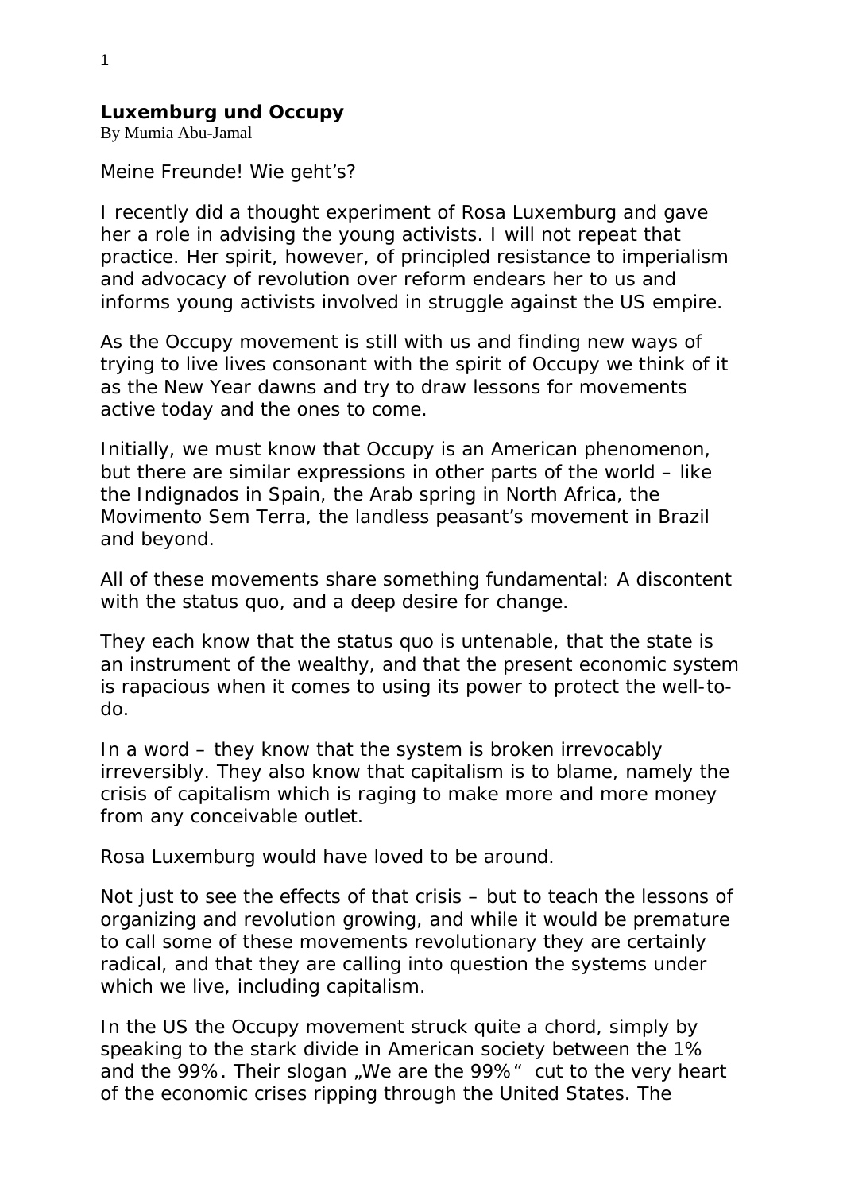**Luxemburg und Occupy**
By Mumia Abu-Jamal

Meine Freunde! Wie geht's?

I recently did a thought experiment of Rosa Luxemburg and gave her a role in advising the young activists. I will not repeat that practice. Her spirit, however, of principled resistance to imperialism and advocacy of revolution over reform endears her to us and informs young activists involved in struggle against the US empire.

As the Occupy movement is still with us and finding new ways of trying to live lives consonant with the spirit of Occupy we think of it as the New Year dawns and try to draw lessons for movements active today and the ones to come.

Initially, we must know that Occupy is an American phenomenon, but there are similar expressions in other parts of the world – like the Indignados in Spain, the Arab spring in North Africa, the Movimento Sem Terra, the landless peasant's movement in Brazil and beyond.

All of these movements share something fundamental: A discontent with the status quo, and a deep desire for change.

They each know that the status quo is untenable, that the state is an instrument of the wealthy, and that the present economic system is rapacious when it comes to using its power to protect the well-to-do.

In a word – they know that the system is broken irrevocably irreversibly. They also know that capitalism is to blame, namely the crisis of capitalism which is raging to make more and more money from any conceivable outlet.

Rosa Luxemburg would have loved to be around.

Not just to see the effects of that crisis – but to teach the lessons of organizing and revolution growing, and while it would be premature to call some of these movements revolutionary they are certainly radical, and that they are calling into question the systems under which we live, including capitalism.

In the US the Occupy movement struck quite a chord, simply by speaking to the stark divide in American society between the 1% and the 99%. Their slogan „We are the 99%" cut to the very heart of the economic crises ripping through the United States. The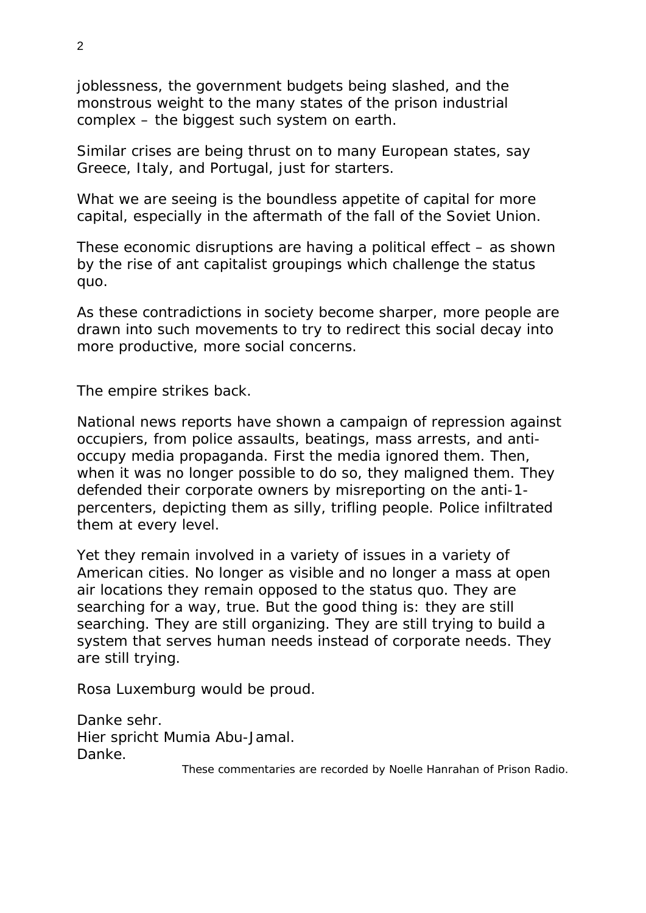joblessness, the government budgets being slashed, and the monstrous weight to the many states of the prison industrial complex – the biggest such system on earth.

Similar crises are being thrust on to many European states, say Greece, Italy, and Portugal, just for starters.

What we are seeing is the boundless appetite of capital for more capital, especially in the aftermath of the fall of the Soviet Union.

These economic disruptions are having a political effect – as shown by the rise of ant capitalist groupings which challenge the status quo.

As these contradictions in society become sharper, more people are drawn into such movements to try to redirect this social decay into more productive, more social concerns.

The empire strikes back.

National news reports have shown a campaign of repression against occupiers, from police assaults, beatings, mass arrests, and anti-occupy media propaganda. First the media ignored them. Then, when it was no longer possible to do so, they maligned them. They defended their corporate owners by misreporting on the anti-1-percenters, depicting them as silly, trifling people. Police infiltrated them at every level.

Yet they remain involved in a variety of issues in a variety of American cities. No longer as visible and no longer a mass at open air locations they remain opposed to the status quo. They are searching for a way, true. But the good thing is: they are still searching. They are still organizing. They are still trying to build a system that serves human needs instead of corporate needs. They are still trying.

Rosa Luxemburg would be proud.

Danke sehr.
Hier spricht Mumia Abu-Jamal.
Danke.

*These commentaries are recorded by Noelle Hanrahan of Prison Radio.*